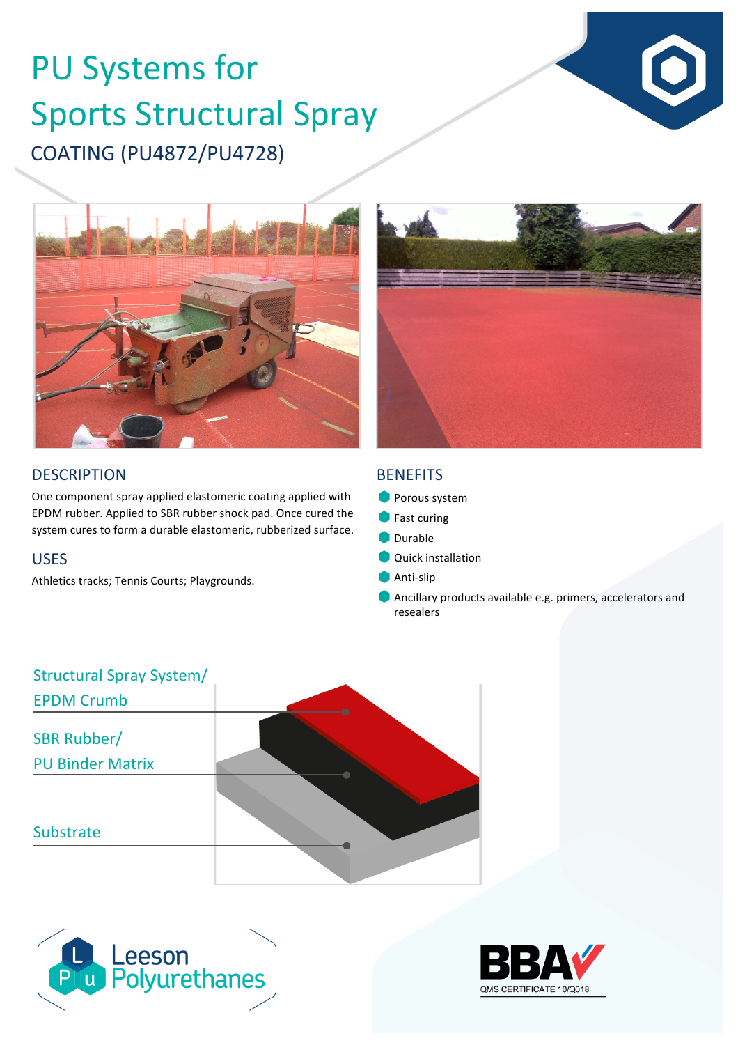# PU Systems for Sports Structural Spray

COATING (PU4872/PU4728)

## DESCRIPTION

One component spray applied elastomeric coating applied with EPDM rubber. Applied to SBR rubber shock pad. Once cured the system cures to form a durable elastomeric, rubberized surface.

## USES

Athletics tracks; Tennis Courts; Playgrounds.

## BENEFITS

- Porous system
- Fast curing
- Durable
- Quick installation
- Anti-slip
- Ancillary products available e.g. primers, accelerators and resealers

Structural Spray System/ EPDM Crumb

SBR Rubber/ PU Binder Matrix

Substrate

Leeson Polyurethanes

BBA QMS CERTIFICATE 10/Q018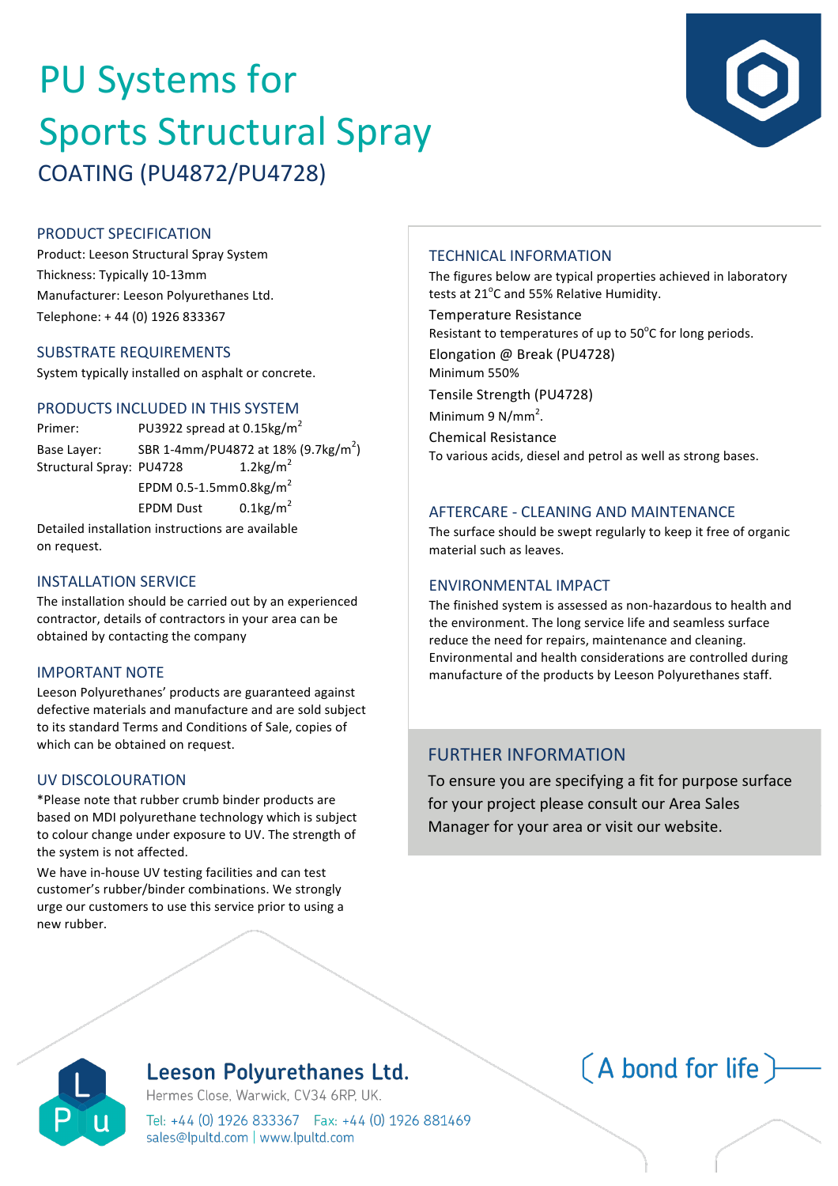# PU Systems for Sports Structural Spray

## COATING (PU4872/PU4728)

### PRODUCT SPECIFICATION

Product: Leeson Structural Spray System
Thickness: Typically 10-13mm
Manufacturer: Leeson Polyurethanes Ltd.
Telephone: + 44 (0) 1926 833367

### SUBSTRATE REQUIREMENTS

System typically installed on asphalt or concrete.

### PRODUCTS INCLUDED IN THIS SYSTEM

| | | |
|---|---|---|
| Primer: | PU3922 spread at 0.15kg/m$^2$ | |
| Base Layer: | SBR 1-4mm/PU4872 at 18% (9.7kg/m$^2$) | |
| Structural Spray: | PU4728 | 1.2kg/m$^2$ |
| | EPDM 0.5-1.5mm | 0.8kg/m$^2$ |
| | EPDM Dust | 0.1kg/m$^2$ |

Detailed installation instructions are available on request.

### INSTALLATION SERVICE

The installation should be carried out by an experienced contractor, details of contractors in your area can be obtained by contacting the company

### IMPORTANT NOTE

Leeson Polyurethanes' products are guaranteed against defective materials and manufacture and are sold subject to its standard Terms and Conditions of Sale, copies of which can be obtained on request.

### UV DISCOLOURATION

*Please note that rubber crumb binder products are based on MDI polyurethane technology which is subject to colour change under exposure to UV. The strength of the system is not affected.

We have in-house UV testing facilities and can test customer's rubber/binder combinations. We strongly urge our customers to use this service prior to using a new rubber.

### TECHNICAL INFORMATION

The figures below are typical properties achieved in laboratory tests at 21°C and 55% Relative Humidity.

**Temperature Resistance**
Resistant to temperatures of up to 50°C for long periods.

**Elongation @ Break (PU4728)**
Minimum 550%

**Tensile Strength (PU4728)**
Minimum 9 N/mm$^2$.

**Chemical Resistance**
To various acids, diesel and petrol as well as strong bases.

### AFTERCARE - CLEANING AND MAINTENANCE

The surface should be swept regularly to keep it free of organic material such as leaves.

### ENVIRONMENTAL IMPACT

The finished system is assessed as non-hazardous to health and the environment. The long service life and seamless surface reduce the need for repairs, maintenance and cleaning. Environmental and health considerations are controlled during manufacture of the products by Leeson Polyurethanes staff.

### FURTHER INFORMATION

To ensure you are specifying a fit for purpose surface for your project please consult our Area Sales Manager for your area or visit our website.

**Leeson Polyurethanes Ltd.**
Hermes Close, Warwick, CV34 6RP, UK.
Tel: +44 (0) 1926 833367 Fax: +44 (0) 1926 881469
sales@lpultd.com | www.lpultd.com

A bond for life